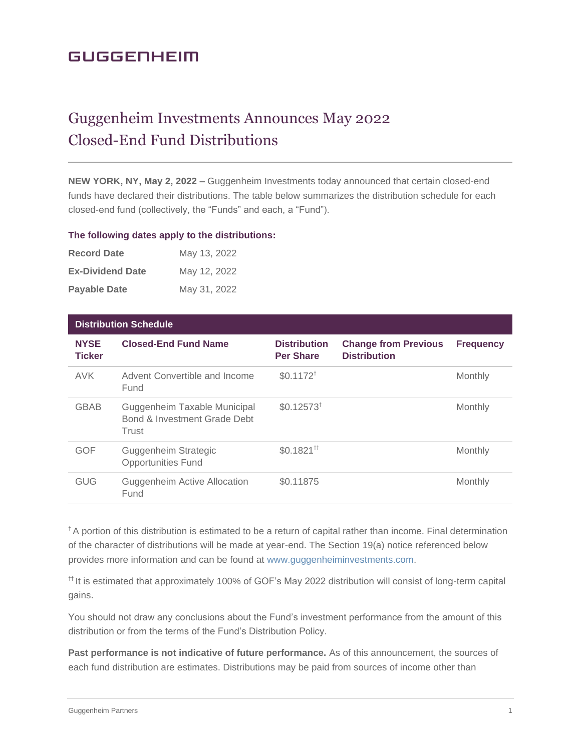GUGGENHEIM

# Guggenheim Investments Announces May 2022 Closed-End Fund Distributions

**NEW YORK, NY, May 2, 2022 –** Guggenheim Investments today announced that certain closed-end funds have declared their distributions. The table below summarizes the distribution schedule for each closed-end fund (collectively, the "Funds" and each, a "Fund").

**The following dates apply to the distributions:**

| | |
|---|---|
| **Record Date** | May 13, 2022 |
| **Ex-Dividend Date** | May 12, 2022 |
| **Payable Date** | May 31, 2022 |

**Distribution Schedule**

| NYSE Ticker | Closed-End Fund Name | Distribution Per Share | Change from Previous Distribution | Frequency |
|---|---|---|---|---|
| AVK | Advent Convertible and Income Fund | $0.1172† | | Monthly |
| GBAB | Guggenheim Taxable Municipal Bond & Investment Grade Debt Trust | $0.12573† | | Monthly |
| GOF | Guggenheim Strategic Opportunities Fund | $0.1821†† | | Monthly |
| GUG | Guggenheim Active Allocation Fund | $0.11875 | | Monthly |

† A portion of this distribution is estimated to be a return of capital rather than income. Final determination of the character of distributions will be made at year-end. The Section 19(a) notice referenced below provides more information and can be found at www.guggenheiminvestments.com.

†† It is estimated that approximately 100% of GOF's May 2022 distribution will consist of long-term capital gains.

You should not draw any conclusions about the Fund's investment performance from the amount of this distribution or from the terms of the Fund's Distribution Policy.

**Past performance is not indicative of future performance.** As of this announcement, the sources of each fund distribution are estimates. Distributions may be paid from sources of income other than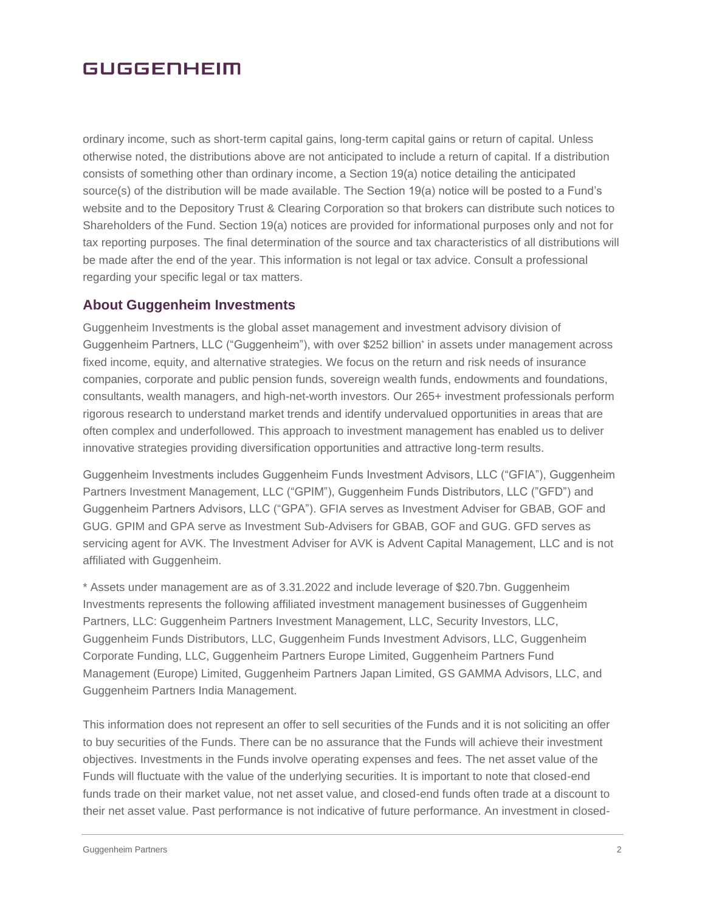ordinary income, such as short-term capital gains, long-term capital gains or return of capital. Unless otherwise noted, the distributions above are not anticipated to include a return of capital. If a distribution consists of something other than ordinary income, a Section 19(a) notice detailing the anticipated source(s) of the distribution will be made available. The Section 19(a) notice will be posted to a Fund's website and to the Depository Trust & Clearing Corporation so that brokers can distribute such notices to Shareholders of the Fund. Section 19(a) notices are provided for informational purposes only and not for tax reporting purposes. The final determination of the source and tax characteristics of all distributions will be made after the end of the year. This information is not legal or tax advice. Consult a professional regarding your specific legal or tax matters.

## About Guggenheim Investments

Guggenheim Investments is the global asset management and investment advisory division of Guggenheim Partners, LLC ("Guggenheim"), with over $252 billion* in assets under management across fixed income, equity, and alternative strategies. We focus on the return and risk needs of insurance companies, corporate and public pension funds, sovereign wealth funds, endowments and foundations, consultants, wealth managers, and high-net-worth investors. Our 265+ investment professionals perform rigorous research to understand market trends and identify undervalued opportunities in areas that are often complex and underfollowed. This approach to investment management has enabled us to deliver innovative strategies providing diversification opportunities and attractive long-term results.

Guggenheim Investments includes Guggenheim Funds Investment Advisors, LLC ("GFIA"), Guggenheim Partners Investment Management, LLC ("GPIM"), Guggenheim Funds Distributors, LLC ("GFD") and Guggenheim Partners Advisors, LLC ("GPA"). GFIA serves as Investment Adviser for GBAB, GOF and GUG. GPIM and GPA serve as Investment Sub-Advisers for GBAB, GOF and GUG. GFD serves as servicing agent for AVK. The Investment Adviser for AVK is Advent Capital Management, LLC and is not affiliated with Guggenheim.

* Assets under management are as of 3.31.2022 and include leverage of $20.7bn. Guggenheim Investments represents the following affiliated investment management businesses of Guggenheim Partners, LLC: Guggenheim Partners Investment Management, LLC, Security Investors, LLC, Guggenheim Funds Distributors, LLC, Guggenheim Funds Investment Advisors, LLC, Guggenheim Corporate Funding, LLC, Guggenheim Partners Europe Limited, Guggenheim Partners Fund Management (Europe) Limited, Guggenheim Partners Japan Limited, GS GAMMA Advisors, LLC, and Guggenheim Partners India Management.

This information does not represent an offer to sell securities of the Funds and it is not soliciting an offer to buy securities of the Funds. There can be no assurance that the Funds will achieve their investment objectives. Investments in the Funds involve operating expenses and fees. The net asset value of the Funds will fluctuate with the value of the underlying securities. It is important to note that closed-end funds trade on their market value, not net asset value, and closed-end funds often trade at a discount to their net asset value. Past performance is not indicative of future performance. An investment in closed-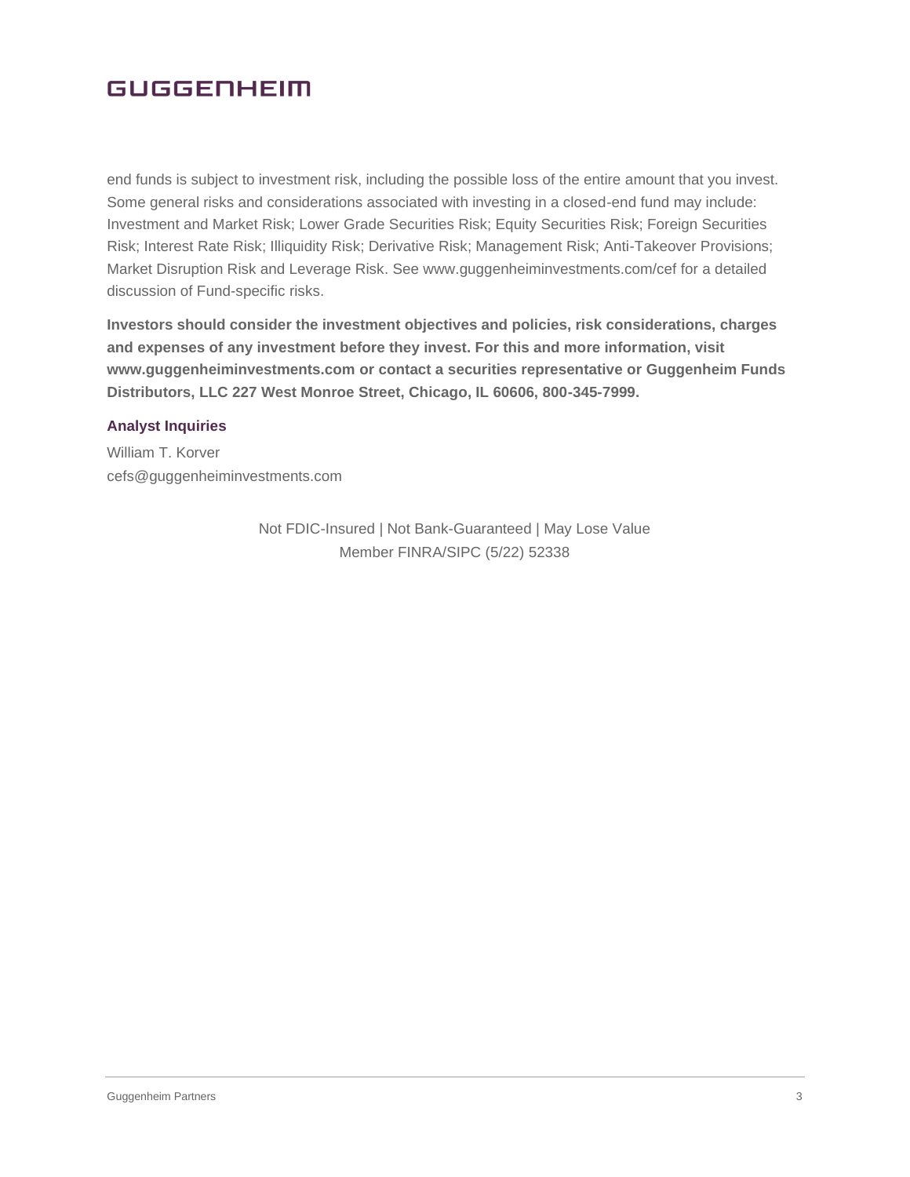end funds is subject to investment risk, including the possible loss of the entire amount that you invest. Some general risks and considerations associated with investing in a closed-end fund may include: Investment and Market Risk; Lower Grade Securities Risk; Equity Securities Risk; Foreign Securities Risk; Interest Rate Risk; Illiquidity Risk; Derivative Risk; Management Risk; Anti-Takeover Provisions; Market Disruption Risk and Leverage Risk. See www.guggenheiminvestments.com/cef for a detailed discussion of Fund-specific risks.

**Investors should consider the investment objectives and policies, risk considerations, charges and expenses of any investment before they invest. For this and more information, visit www.guggenheiminvestments.com or contact a securities representative or Guggenheim Funds Distributors, LLC 227 West Monroe Street, Chicago, IL 60606, 800-345-7999.**

**Analyst Inquiries**

William T. Korver
cefs@guggenheiminvestments.com

Not FDIC-Insured | Not Bank-Guaranteed | May Lose Value
Member FINRA/SIPC (5/22) 52338